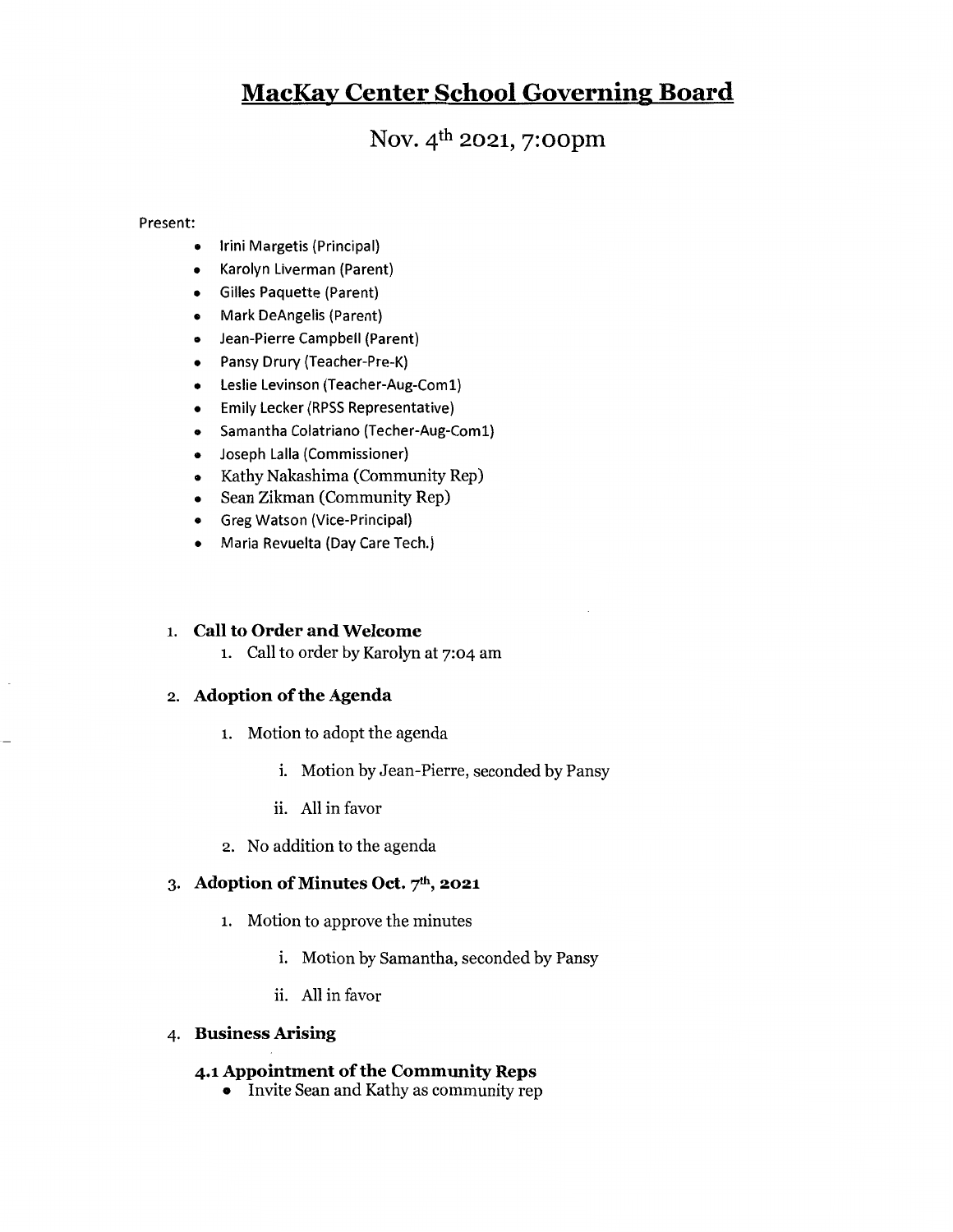# MacKay Center School Governing Board

## Nov. 4th 2021, 7:00pm

Present:

- Irini Margetis (Principal)
- Karolyn Liverman (Parent)
- Gilles Paquette (Parent)
- Mark DeAngelis (Parent)
- Jean-Pierre Campbell (Parent)
- Pansy Drury (Teacher-Pre-K)
- Leslie Levinson (Teacher-Aug-Com1)
- Emily Lecker (RPSS Representative)
- Samantha Colatriano (Techer-Aug-Com1)
- Joseph Lalla (Commissioner)
- Kathy Nakashima (Community Rep)
- Sean Zikman (Community Rep)
- Greg Watson (Vice-Principal)
- Maria Revuelta (Day Care Tech.)

1. **Call to Order and Welcome**
    1. Call to order by Karolyn at 7:04 am

2. **Adoption of the Agenda**
    1. Motion to adopt the agenda
        i. Motion by Jean-Pierre, seconded by Pansy
        ii. All in favor
    2. No addition to the agenda

3. **Adoption of Minutes Oct. 7th, 2021**
    1. Motion to approve the minutes
        i. Motion by Samantha, seconded by Pansy
        ii. All in favor

4. **Business Arising**

### 4.1 Appointment of the Community Reps

- Invite Sean and Kathy as community rep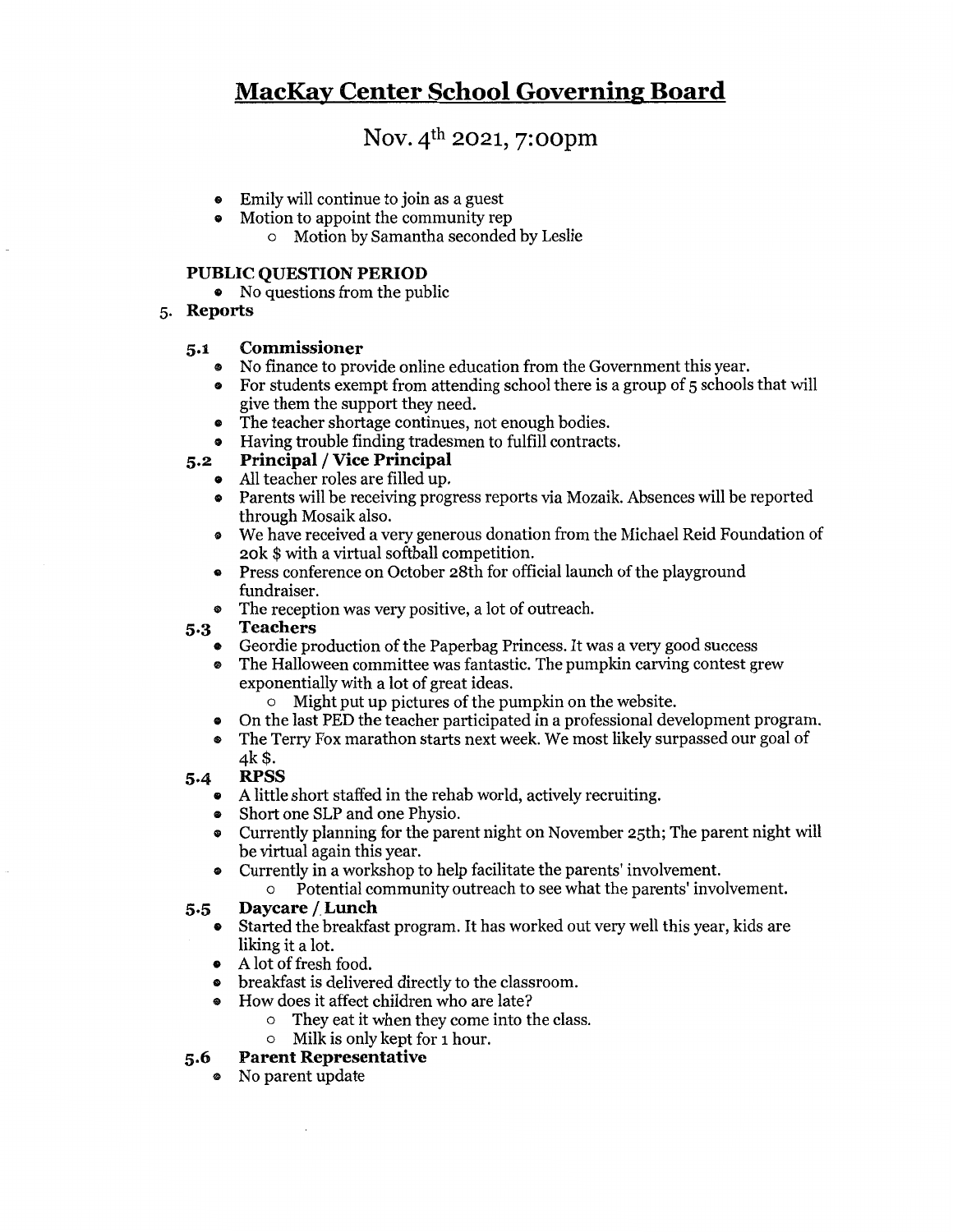# MacKay Center School Governing Board

## Nov. 4th 2021, 7:00pm

- Emily will continue to join as a guest
- Motion to appoint the community rep
  - Motion by Samantha seconded by Leslie

### PUBLIC QUESTION PERIOD

- No questions from the public

### 5. Reports

#### 5.1 Commissioner

- No finance to provide online education from the Government this year.
- For students exempt from attending school there is a group of 5 schools that will give them the support they need.
- The teacher shortage continues, not enough bodies.
- Having trouble finding tradesmen to fulfill contracts.

#### 5.2 Principal / Vice Principal

- All teacher roles are filled up.
- Parents will be receiving progress reports via Mozaik. Absences will be reported through Mosaik also.
- We have received a very generous donation from the Michael Reid Foundation of 20k $ with a virtual softball competition.
- Press conference on October 28th for official launch of the playground fundraiser.
- The reception was very positive, a lot of outreach.

#### 5.3 Teachers

- Geordie production of the Paperbag Princess. It was a very good success
- The Halloween committee was fantastic. The pumpkin carving contest grew exponentially with a lot of great ideas.
  - Might put up pictures of the pumpkin on the website.
- On the last PED the teacher participated in a professional development program.
- The Terry Fox marathon starts next week. We most likely surpassed our goal of 4k $.

#### 5.4 RPSS

- A little short staffed in the rehab world, actively recruiting.
- Short one SLP and one Physio.
- Currently planning for the parent night on November 25th; The parent night will be virtual again this year.
- Currently in a workshop to help facilitate the parents' involvement.
  - Potential community outreach to see what the parents' involvement.

#### 5.5 Daycare / Lunch

- Started the breakfast program. It has worked out very well this year, kids are liking it a lot.
- A lot of fresh food.
- breakfast is delivered directly to the classroom.
- How does it affect children who are late?
  - They eat it when they come into the class.
  - Milk is only kept for 1 hour.

#### 5.6 Parent Representative

- No parent update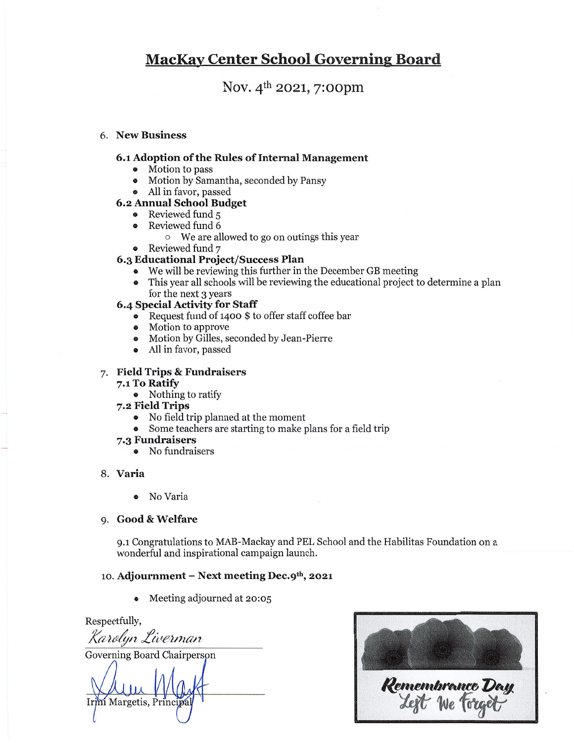# MacKay Center School Governing Board

Nov. 4th 2021, 7:00pm

6. **New Business**

**6.1 Adoption of the Rules of Internal Management**
- Motion to pass
- Motion by Samantha, seconded by Pansy
- All in favor, passed

**6.2 Annual School Budget**
- Reviewed fund 5
- Reviewed fund 6
  - We are allowed to go on outings this year
- Reviewed fund 7

**6.3 Educational Project/Success Plan**
- We will be reviewing this further in the December GB meeting
- This year all schools will be reviewing the educational project to determine a plan for the next 3 years

**6.4 Special Activity for Staff**
- Request fund of 1400 $ to offer staff coffee bar
- Motion to approve
- Motion by Gilles, seconded by Jean-Pierre
- All in favor, passed

7. **Field Trips & Fundraisers**

**7.1 To Ratify**
- Nothing to ratify

**7.2 Field Trips**
- No field trip planned at the moment
- Some teachers are starting to make plans for a field trip

**7.3 Fundraisers**
- No fundraisers

8. **Varia**
- No Varia

9. **Good & Welfare**

9.1 Congratulations to MAB-Mackay and PEL School and the Habilitas Foundation on a wonderful and inspirational campaign launch.

10. **Adjournment – Next meeting Dec.9th, 2021**
- Meeting adjourned at 20:05

Respectfully,

*Karolyn Liverman*

Governing Board Chairperson

Irini Margetis, Principal

Remembrance Day
Lest We Forget